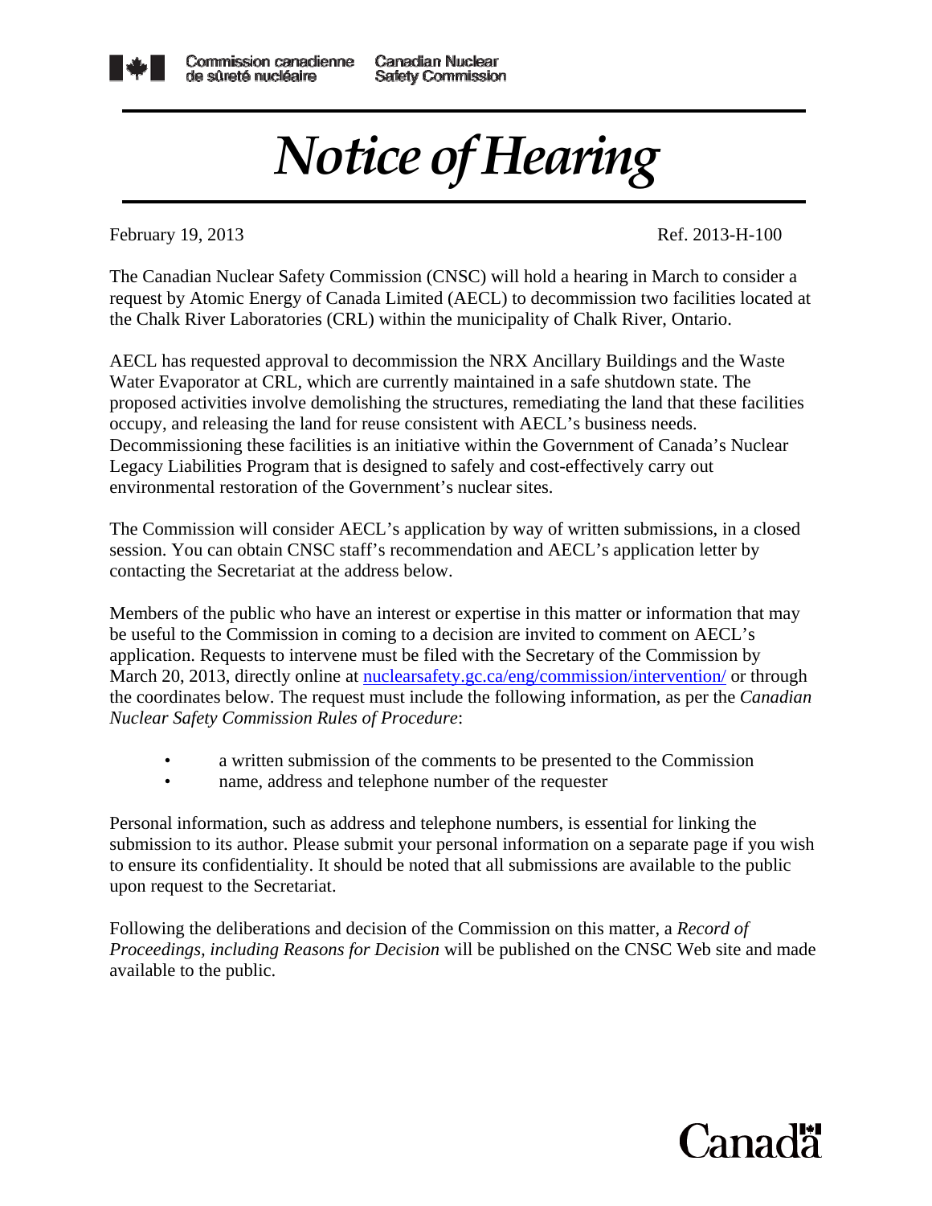Commission canadienne de sûreté nucléaire | Canadian Nuclear Safety Commission

# *Notice of Hearing*

February 19, 2013 Ref. 2013-H-100

The Canadian Nuclear Safety Commission (CNSC) will hold a hearing in March to consider a request by Atomic Energy of Canada Limited (AECL) to decommission two facilities located at the Chalk River Laboratories (CRL) within the municipality of Chalk River, Ontario.

AECL has requested approval to decommission the NRX Ancillary Buildings and the Waste Water Evaporator at CRL, which are currently maintained in a safe shutdown state. The proposed activities involve demolishing the structures, remediating the land that these facilities occupy, and releasing the land for reuse consistent with AECL's business needs. Decommissioning these facilities is an initiative within the Government of Canada's Nuclear Legacy Liabilities Program that is designed to safely and cost-effectively carry out environmental restoration of the Government's nuclear sites.

The Commission will consider AECL's application by way of written submissions, in a closed session. You can obtain CNSC staff's recommendation and AECL's application letter by contacting the Secretariat at the address below.

Members of the public who have an interest or expertise in this matter or information that may be useful to the Commission in coming to a decision are invited to comment on AECL's application. Requests to intervene must be filed with the Secretary of the Commission by March 20, 2013, directly online at [nuclearsafety.gc.ca/eng/commission/intervention/](nuclearsafety.gc.ca/eng/commission/intervention/) or through the coordinates below. The request must include the following information, as per the *Canadian Nuclear Safety Commission Rules of Procedure*:

- a written submission of the comments to be presented to the Commission
- name, address and telephone number of the requester

Personal information, such as address and telephone numbers, is essential for linking the submission to its author. Please submit your personal information on a separate page if you wish to ensure its confidentiality. It should be noted that all submissions are available to the public upon request to the Secretariat.

Following the deliberations and decision of the Commission on this matter, a *Record of Proceedings, including Reasons for Decision* will be published on the CNSC Web site and made available to the public.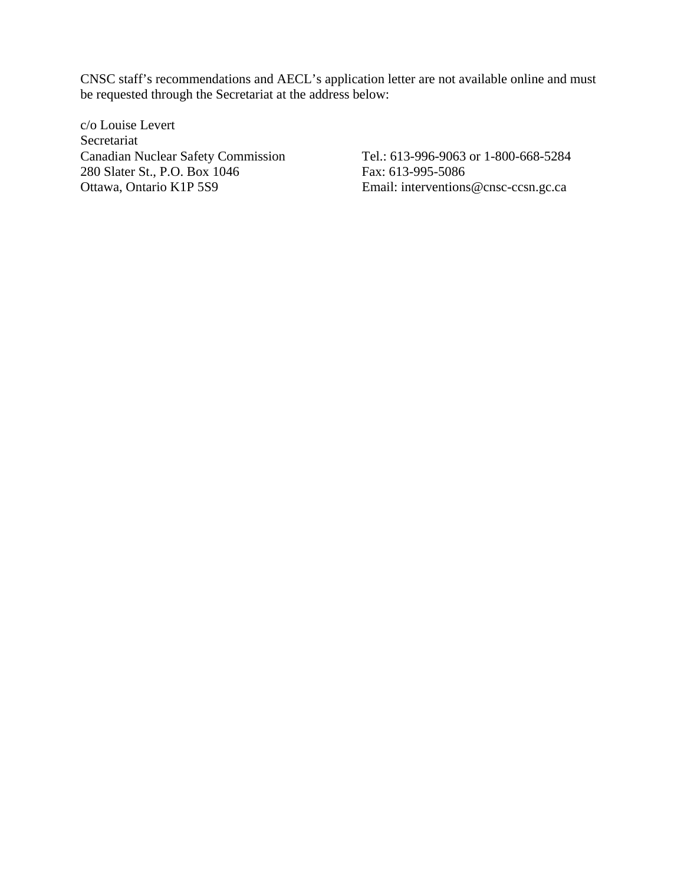CNSC staff's recommendations and AECL's application letter are not available online and must be requested through the Secretariat at the address below:

c/o Louise Levert
Secretariat
Canadian Nuclear Safety Commission
280 Slater St., P.O. Box 1046
Ottawa, Ontario K1P 5S9

Tel.: 613-996-9063 or 1-800-668-5284
Fax: 613-995-5086
Email: interventions@cnsc-ccsn.gc.ca